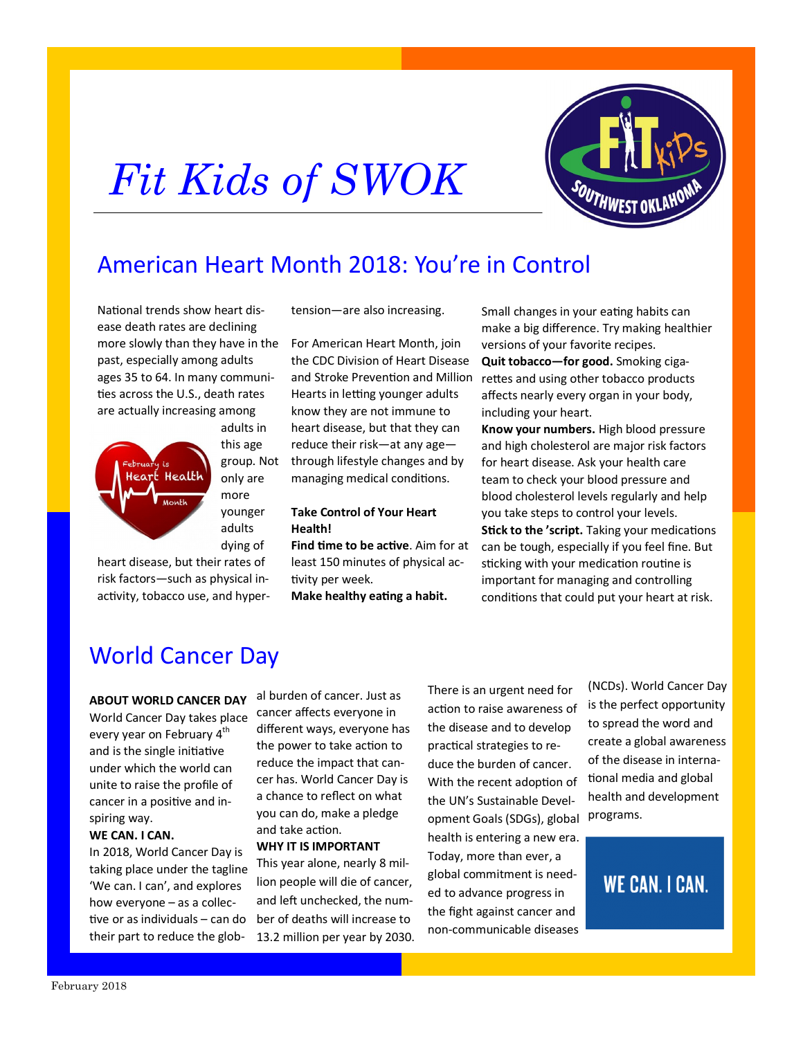# *Fit Kids of SWOK*

## American Heart Month 2018: You're in Control

National trends show heart disease death rates are declining more slowly than they have in the past, especially among adults ages 35 to 64. In many communities across the U.S., death rates are actually increasing among adults in this age group. Not only are more younger adults dying of heart disease, but their rates of risk factors—such as physical inactivity, tobacco use, and hypertension—are also increasing.

For American Heart Month, join the CDC Division of Heart Disease and Stroke Prevention and Million Hearts in letting younger adults know they are not immune to heart disease, but that they can reduce their risk—at any age—through lifestyle changes and by managing medical conditions.

**Take Control of Your Heart Health!**

**Find time to be active**. Aim for at least 150 minutes of physical activity per week.

**Make healthy eating a habit.** Small changes in your eating habits can make a big difference. Try making healthier versions of your favorite recipes.

**Quit tobacco—for good.** Smoking cigarettes and using other tobacco products affects nearly every organ in your body, including your heart.

**Know your numbers.** High blood pressure and high cholesterol are major risk factors for heart disease. Ask your health care team to check your blood pressure and blood cholesterol levels regularly and help you take steps to control your levels.

**Stick to the 'script.** Taking your medications can be tough, especially if you feel fine. But sticking with your medication routine is important for managing and controlling conditions that could put your heart at risk.

## World Cancer Day

**ABOUT WORLD CANCER DAY**

World Cancer Day takes place every year on February 4th and is the single initiative under which the world can unite to raise the profile of cancer in a positive and inspiring way.

**WE CAN. I CAN.**

In 2018, World Cancer Day is taking place under the tagline 'We can. I can', and explores how everyone – as a collective or as individuals – can do their part to reduce the global burden of cancer. Just as cancer affects everyone in different ways, everyone has the power to take action to reduce the impact that cancer has. World Cancer Day is a chance to reflect on what you can do, make a pledge and take action.

**WHY IT IS IMPORTANT**

This year alone, nearly 8 million people will die of cancer, and left unchecked, the number of deaths will increase to 13.2 million per year by 2030. There is an urgent need for action to raise awareness of the disease and to develop practical strategies to reduce the burden of cancer. With the recent adoption of the UN's Sustainable Development Goals (SDGs), global health is entering a new era. Today, more than ever, a global commitment is needed to advance progress in the fight against cancer and non-communicable diseases (NCDs). World Cancer Day is the perfect opportunity to spread the word and create a global awareness of the disease in international media and global health and development programs.

WE CAN. I CAN.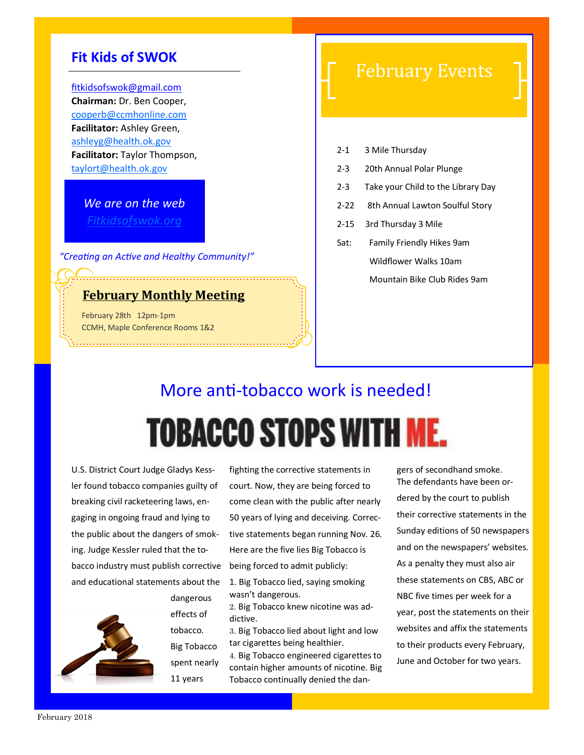## Fit Kids of SWOK

fitkidsofswok@gmail.com
**Chairman:** Dr. Ben Cooper, cooperb@ccmhonline.com
**Facilitator:** Ashley Green, ashleyg@health.ok.gov
**Facilitator:** Taylor Thompson, taylort@health.ok.gov

*We are on the web*
*Fitkidsofswok.org*

*"Creating an Active and Healthy Community!"*

### February Monthly Meeting

February 28th 12pm-1pm
CCMH, Maple Conference Rooms 1&2

## February Events

| | |
|---|---|
| 2-1 | 3 Mile Thursday |
| 2-3 | 20th Annual Polar Plunge |
| 2-3 | Take your Child to the Library Day |
| 2-22 | 8th Annual Lawton Soulful Story |
| 2-15 | 3rd Thursday 3 Mile |
| Sat: | Family Friendly Hikes 9am |
| | Wildflower Walks 10am |
| | Mountain Bike Club Rides 9am |

## More anti-tobacco work is needed!

# TOBACCO STOPS WITH ME.

U.S. District Court Judge Gladys Kessler found tobacco companies guilty of breaking civil racketeering laws, engaging in ongoing fraud and lying to the public about the dangers of smoking. Judge Kessler ruled that the tobacco industry must publish corrective and educational statements about the dangerous effects of tobacco. Big Tobacco spent nearly 11 years fighting the corrective statements in court. Now, they are being forced to come clean with the public after nearly 50 years of lying and deceiving. Corrective statements began running Nov. 26. Here are the five lies Big Tobacco is being forced to admit publicly:

1. Big Tobacco lied, saying smoking wasn't dangerous.
2. Big Tobacco knew nicotine was addictive.
3. Big Tobacco lied about light and low tar cigarettes being healthier.
4. Big Tobacco engineered cigarettes to contain higher amounts of nicotine. Big Tobacco continually denied the dangers of secondhand smoke.

The defendants have been ordered by the court to publish their corrective statements in the Sunday editions of 50 newspapers and on the newspapers' websites. As a penalty they must also air these statements on CBS, ABC or NBC five times per week for a year, post the statements on their websites and affix the statements to their products every February, June and October for two years.

February 2018